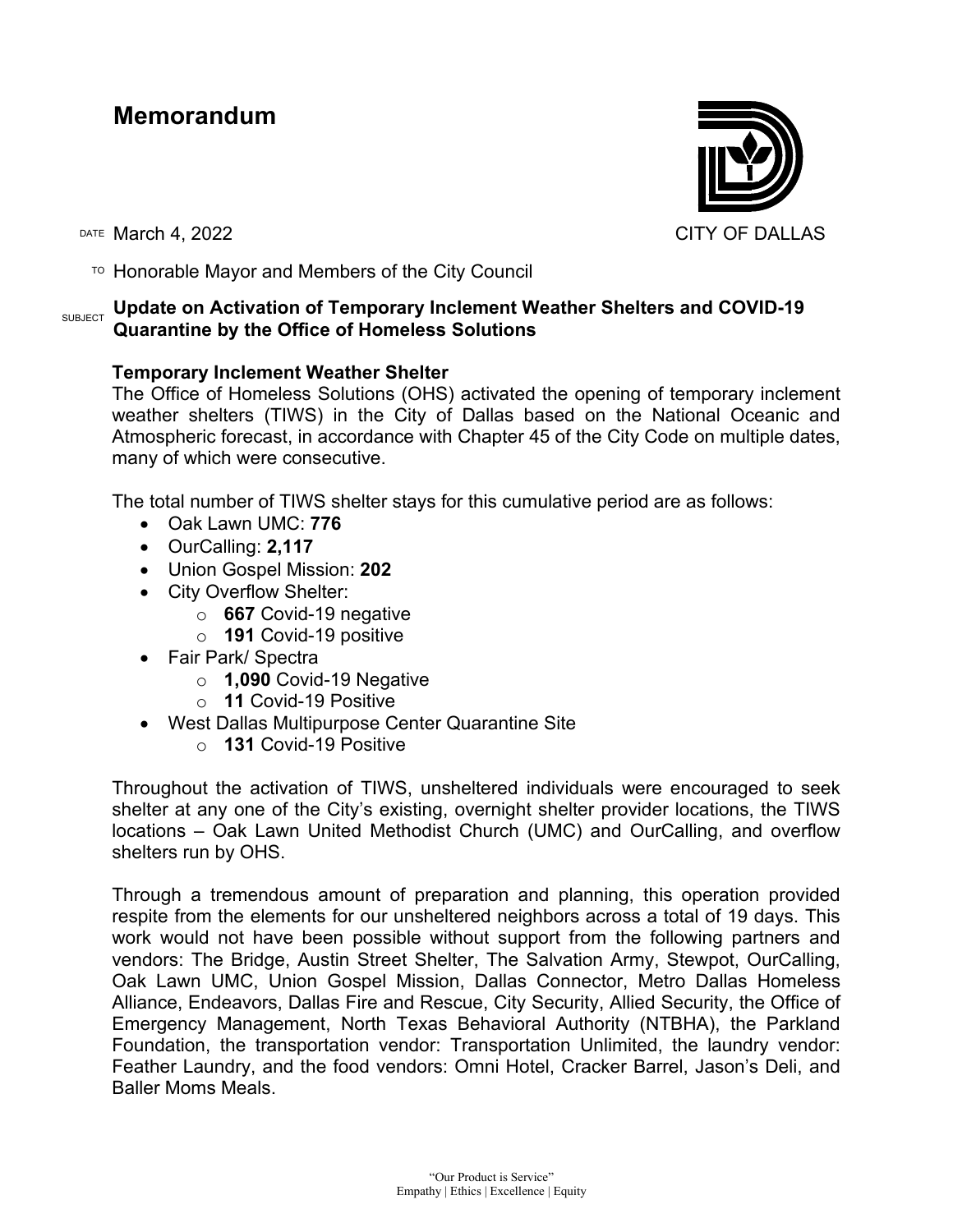# Memorandum

CITY OF DALLAS

DATE March 4, 2022

TO Honorable Mayor and Members of the City Council

SUBJECT **Update on Activation of Temporary Inclement Weather Shelters and COVID-19 Quarantine by the Office of Homeless Solutions**

**Temporary Inclement Weather Shelter**

The Office of Homeless Solutions (OHS) activated the opening of temporary inclement weather shelters (TIWS) in the City of Dallas based on the National Oceanic and Atmospheric forecast, in accordance with Chapter 45 of the City Code on multiple dates, many of which were consecutive.

The total number of TIWS shelter stays for this cumulative period are as follows:

- Oak Lawn UMC: **776**
- OurCalling: **2,117**
- Union Gospel Mission: **202**
- City Overflow Shelter:
    - **667** Covid-19 negative
    - **191** Covid-19 positive
- Fair Park/ Spectra
    - **1,090** Covid-19 Negative
    - **11** Covid-19 Positive
- West Dallas Multipurpose Center Quarantine Site
    - **131** Covid-19 Positive

Throughout the activation of TIWS, unsheltered individuals were encouraged to seek shelter at any one of the City's existing, overnight shelter provider locations, the TIWS locations – Oak Lawn United Methodist Church (UMC) and OurCalling, and overflow shelters run by OHS.

Through a tremendous amount of preparation and planning, this operation provided respite from the elements for our unsheltered neighbors across a total of 19 days. This work would not have been possible without support from the following partners and vendors: The Bridge, Austin Street Shelter, The Salvation Army, Stewpot, OurCalling, Oak Lawn UMC, Union Gospel Mission, Dallas Connector, Metro Dallas Homeless Alliance, Endeavors, Dallas Fire and Rescue, City Security, Allied Security, the Office of Emergency Management, North Texas Behavioral Authority (NTBHA), the Parkland Foundation, the transportation vendor: Transportation Unlimited, the laundry vendor: Feather Laundry, and the food vendors: Omni Hotel, Cracker Barrel, Jason's Deli, and Baller Moms Meals.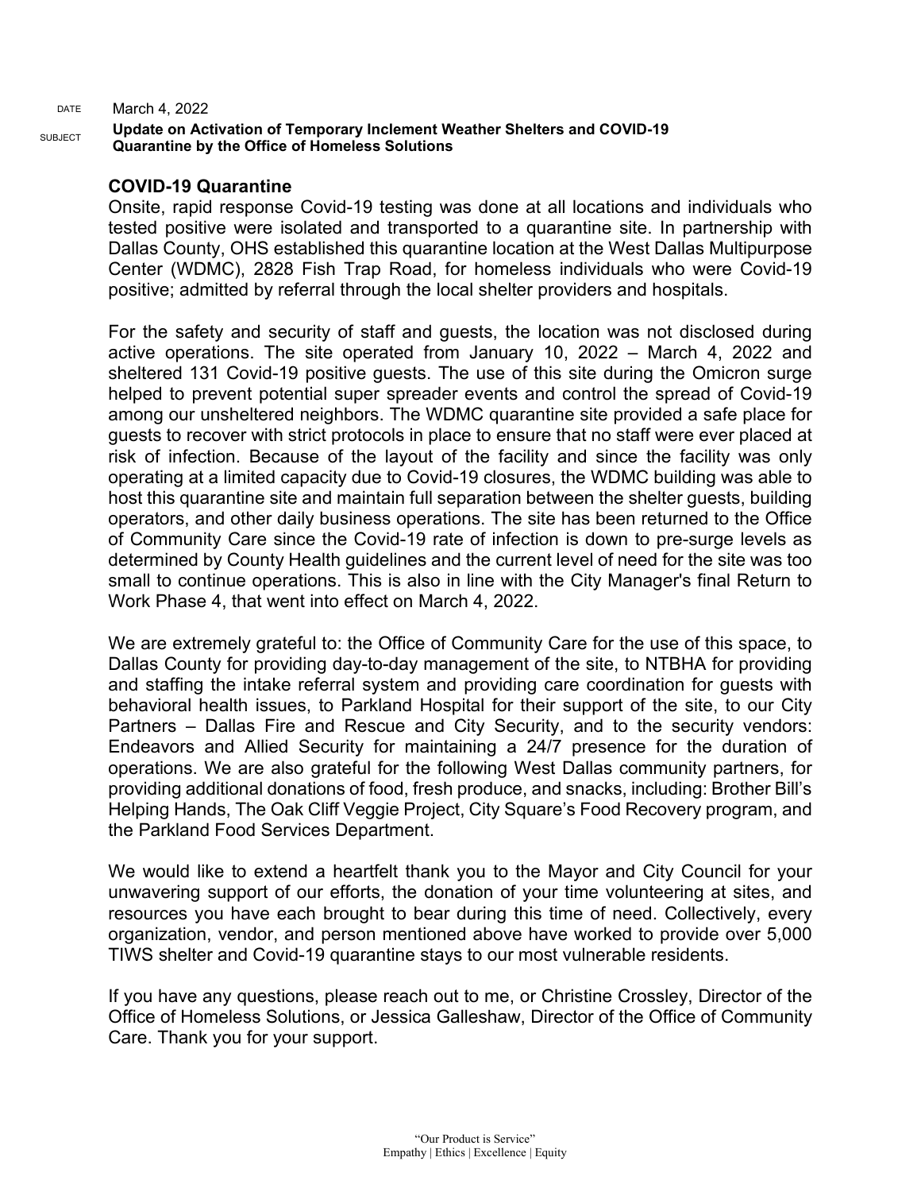DATE March 4, 2022

SUBJECT **Update on Activation of Temporary Inclement Weather Shelters and COVID-19 Quarantine by the Office of Homeless Solutions**

**COVID-19 Quarantine**

Onsite, rapid response Covid-19 testing was done at all locations and individuals who tested positive were isolated and transported to a quarantine site. In partnership with Dallas County, OHS established this quarantine location at the West Dallas Multipurpose Center (WDMC), 2828 Fish Trap Road, for homeless individuals who were Covid-19 positive; admitted by referral through the local shelter providers and hospitals.

For the safety and security of staff and guests, the location was not disclosed during active operations. The site operated from January 10, 2022 – March 4, 2022 and sheltered 131 Covid-19 positive guests. The use of this site during the Omicron surge helped to prevent potential super spreader events and control the spread of Covid-19 among our unsheltered neighbors. The WDMC quarantine site provided a safe place for guests to recover with strict protocols in place to ensure that no staff were ever placed at risk of infection. Because of the layout of the facility and since the facility was only operating at a limited capacity due to Covid-19 closures, the WDMC building was able to host this quarantine site and maintain full separation between the shelter guests, building operators, and other daily business operations. The site has been returned to the Office of Community Care since the Covid-19 rate of infection is down to pre-surge levels as determined by County Health guidelines and the current level of need for the site was too small to continue operations. This is also in line with the City Manager's final Return to Work Phase 4, that went into effect on March 4, 2022.

We are extremely grateful to: the Office of Community Care for the use of this space, to Dallas County for providing day-to-day management of the site, to NTBHA for providing and staffing the intake referral system and providing care coordination for guests with behavioral health issues, to Parkland Hospital for their support of the site, to our City Partners – Dallas Fire and Rescue and City Security, and to the security vendors: Endeavors and Allied Security for maintaining a 24/7 presence for the duration of operations. We are also grateful for the following West Dallas community partners, for providing additional donations of food, fresh produce, and snacks, including: Brother Bill's Helping Hands, The Oak Cliff Veggie Project, City Square's Food Recovery program, and the Parkland Food Services Department.

We would like to extend a heartfelt thank you to the Mayor and City Council for your unwavering support of our efforts, the donation of your time volunteering at sites, and resources you have each brought to bear during this time of need. Collectively, every organization, vendor, and person mentioned above have worked to provide over 5,000 TIWS shelter and Covid-19 quarantine stays to our most vulnerable residents.

If you have any questions, please reach out to me, or Christine Crossley, Director of the Office of Homeless Solutions, or Jessica Galleshaw, Director of the Office of Community Care. Thank you for your support.

"Our Product is Service"
Empathy | Ethics | Excellence | Equity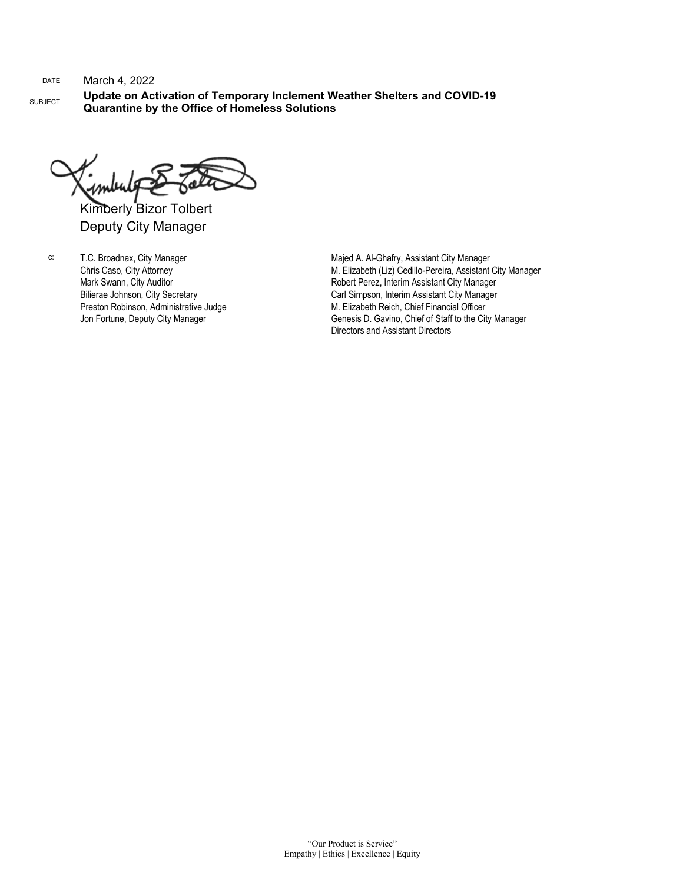DATE March 4, 2022

SUBJECT **Update on Activation of Temporary Inclement Weather Shelters and COVID-19 Quarantine by the Office of Homeless Solutions**

Kimberly Bizor Tolbert
Deputy City Manager

c:
T.C. Broadnax, City Manager
Chris Caso, City Attorney
Mark Swann, City Auditor
Bilierae Johnson, City Secretary
Preston Robinson, Administrative Judge
Jon Fortune, Deputy City Manager
Majed A. Al-Ghafry, Assistant City Manager
M. Elizabeth (Liz) Cedillo-Pereira, Assistant City Manager
Robert Perez, Interim Assistant City Manager
Carl Simpson, Interim Assistant City Manager
M. Elizabeth Reich, Chief Financial Officer
Genesis D. Gavino, Chief of Staff to the City Manager
Directors and Assistant Directors

"Our Product is Service"
Empathy | Ethics | Excellence | Equity